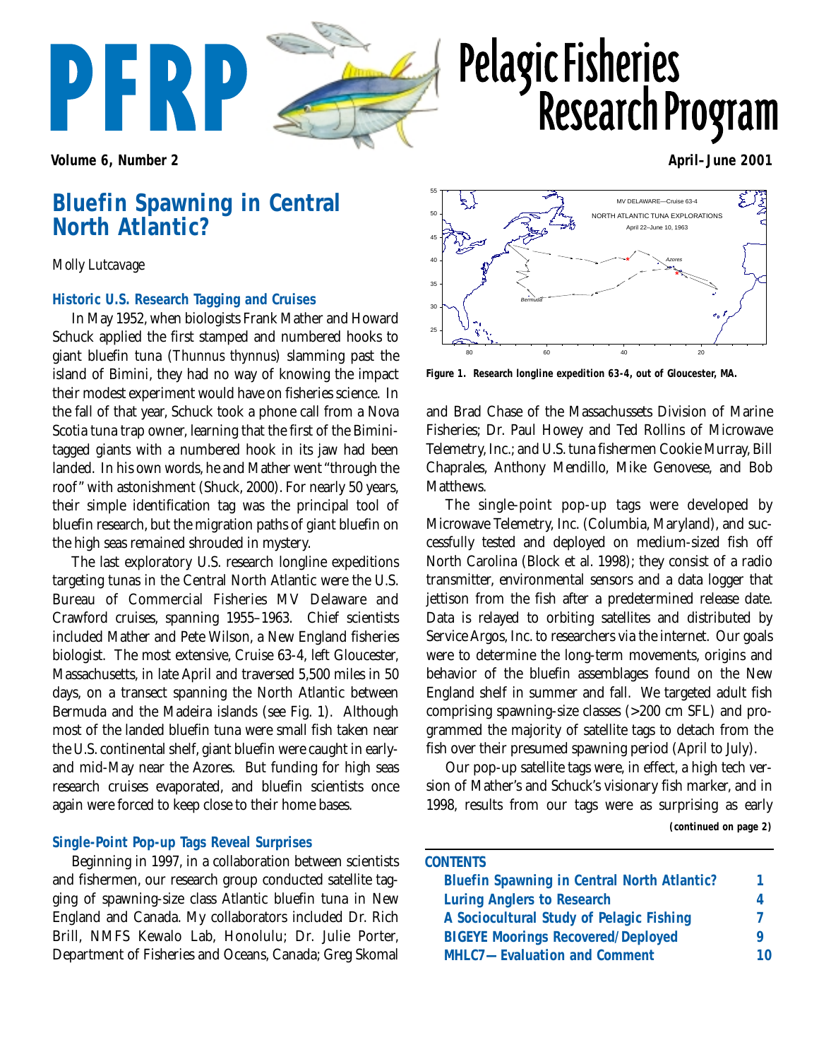# PFRP Pelagic Fisheries Research Program

**Volume 6, Number 2** **April–June 2001**

## Bluefin Spawning in Central North Atlantic?

Molly Lutcavage

### Historic U.S. Research Tagging and Cruises

In May 1952, when biologists Frank Mather and Howard Schuck applied the first stamped and numbered hooks to giant bluefin tuna (*Thunnus thynnus*) slamming past the island of Bimini, they had no way of knowing the impact their modest experiment would have on fisheries science. In the fall of that year, Schuck took a phone call from a Nova Scotia tuna trap owner, learning that the first of the Bimini-tagged giants with a numbered hook in its jaw had been landed. In his own words, he and Mather went "through the roof" with astonishment (Shuck, 2000). For nearly 50 years, their simple identification tag was the principal tool of bluefin research, but the migration paths of giant bluefin on the high seas remained shrouded in mystery.

The last exploratory U.S. research longline expeditions targeting tunas in the Central North Atlantic were the U.S. Bureau of Commercial Fisheries MV Delaware and Crawford cruises, spanning 1955–1963. Chief scientists included Mather and Pete Wilson, a New England fisheries biologist. The most extensive, Cruise 63-4, left Gloucester, Massachusetts, in late April and traversed 5,500 miles in 50 days, on a transect spanning the North Atlantic between Bermuda and the Madeira islands (see Fig. 1). Although most of the landed bluefin tuna were small fish taken near the U.S. continental shelf, giant bluefin were caught in early- and mid-May near the Azores. But funding for high seas research cruises evaporated, and bluefin scientists once again were forced to keep close to their home bases.

### Single-Point Pop-up Tags Reveal Surprises

Beginning in 1997, in a collaboration between scientists and fishermen, our research group conducted satellite tagging of spawning-size class Atlantic bluefin tuna in New England and Canada. My collaborators included Dr. Rich Brill, NMFS Kewalo Lab, Honolulu; Dr. Julie Porter, Department of Fisheries and Oceans, Canada; Greg Skomal and Brad Chase of the Massachussets Division of Marine Fisheries; Dr. Paul Howey and Ted Rollins of Microwave Telemetry, Inc.; and U.S. tuna fishermen Cookie Murray, Bill Chaprales, Anthony Mendillo, Mike Genovese, and Bob Matthews.

**Figure 1. Research longline expedition 63-4, out of Gloucester, MA.**

The single-point pop-up tags were developed by Microwave Telemetry, Inc. (Columbia, Maryland), and successfully tested and deployed on medium-sized fish off North Carolina (Block et al. 1998); they consist of a radio transmitter, environmental sensors and a data logger that jettison from the fish after a predetermined release date. Data is relayed to orbiting satellites and distributed by Service Argos, Inc. to researchers via the internet. Our goals were to determine the long-term movements, origins and behavior of the bluefin assemblages found on the New England shelf in summer and fall. We targeted adult fish comprising spawning-size classes (>200 cm SFL) and programmed the majority of satellite tags to detach from the fish over their presumed spawning period (April to July).

Our pop-up satellite tags were, in effect, a high tech version of Mather's and Schuck's visionary fish marker, and in 1998, results from our tags were as surprising as early

*(continued on page 2)*

**CONTENTS**

| | |
|---|---|
| Bluefin Spawning in Central North Atlantic? | 1 |
| Luring Anglers to Research | 4 |
| A Sociocultural Study of Pelagic Fishing | 7 |
| BIGEYE Moorings Recovered/Deployed | 9 |
| MHLC7—Evaluation and Comment | 10 |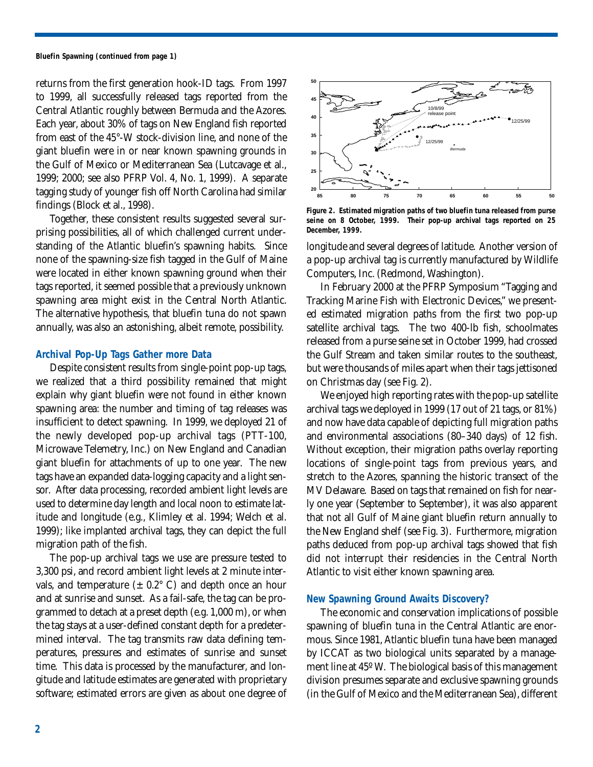**Bluefin Spawning (continued from page 1)**

returns from the first generation hook-ID tags. From 1997 to 1999, all successfully released tags reported from the Central Atlantic roughly between Bermuda and the Azores. Each year, about 30% of tags on New England fish reported from east of the 45°-W stock-division line, and none of the giant bluefin were in or near known spawning grounds in the Gulf of Mexico or Mediterranean Sea (Lutcavage et al., 1999; 2000; see also PFRP Vol. 4, No. 1, 1999). A separate tagging study of younger fish off North Carolina had similar findings (Block et al., 1998).

Together, these consistent results suggested several surprising possibilities, all of which challenged current understanding of the Atlantic bluefin's spawning habits. Since none of the spawning-size fish tagged in the Gulf of Maine were located in either known spawning ground when their tags reported, it seemed possible that a previously unknown spawning area might exist in the Central North Atlantic. The alternative hypothesis, that bluefin tuna do not spawn annually, was also an astonishing, albeit remote, possibility.

### Archival Pop-Up Tags Gather more Data

Despite consistent results from single-point pop-up tags, we realized that a third possibility remained that might explain why giant bluefin were not found in either known spawning area: the number and timing of tag releases was insufficient to detect spawning. In 1999, we deployed 21 of the newly developed pop-up archival tags (PTT-100, Microwave Telemetry, Inc.) on New England and Canadian giant bluefin for attachments of up to one year. The new tags have an expanded data-logging capacity and a light sensor. After data processing, recorded ambient light levels are used to determine day length and local noon to estimate latitude and longitude (e.g., Klimley et al. 1994; Welch et al. 1999); like implanted archival tags, they can depict the full migration path of the fish.

The pop-up archival tags we use are pressure tested to 3,300 psi, and record ambient light levels at 2 minute intervals, and temperature (± 0.2° C) and depth once an hour and at sunrise and sunset. As a fail-safe, the tag can be programmed to detach at a preset depth (e.g. 1,000 m), or when the tag stays at a user-defined constant depth for a predetermined interval. The tag transmits raw data defining temperatures, pressures and estimates of sunrise and sunset time. This data is processed by the manufacturer, and longitude and latitude estimates are generated with proprietary software; estimated errors are given as about one degree of longitude and several degrees of latitude. Another version of a pop-up archival tag is currently manufactured by Wildlife Computers, Inc. (Redmond, Washington).

**Figure 2. Estimated migration paths of two bluefin tuna released from purse seine on 8 October, 1999. Their pop-up archival tags reported on 25 December, 1999.**

In February 2000 at the PFRP Symposium "Tagging and Tracking Marine Fish with Electronic Devices," we presented estimated migration paths from the first two pop-up satellite archival tags. The two 400-lb fish, schoolmates released from a purse seine set in October 1999, had crossed the Gulf Stream and taken similar routes to the southeast, but were thousands of miles apart when their tags jettisoned on Christmas day (see Fig. 2).

We enjoyed high reporting rates with the pop-up satellite archival tags we deployed in 1999 (17 out of 21 tags, or 81%) and now have data capable of depicting full migration paths and environmental associations (80–340 days) of 12 fish. Without exception, their migration paths overlay reporting locations of single-point tags from previous years, and stretch to the Azores, spanning the historic transect of the MV Delaware. Based on tags that remained on fish for nearly one year (September to September), it was also apparent that not all Gulf of Maine giant bluefin return annually to the New England shelf (see Fig. 3). Furthermore, migration paths deduced from pop-up archival tags showed that fish did not interrupt their residencies in the Central North Atlantic to visit either known spawning area.

### New Spawning Ground Awaits Discovery?

The economic and conservation implications of possible spawning of bluefin tuna in the Central Atlantic are enormous. Since 1981, Atlantic bluefin tuna have been managed by ICCAT as two biological units separated by a management line at 45º W. The biological basis of this management division presumes separate and exclusive spawning grounds (in the Gulf of Mexico and the Mediterranean Sea), different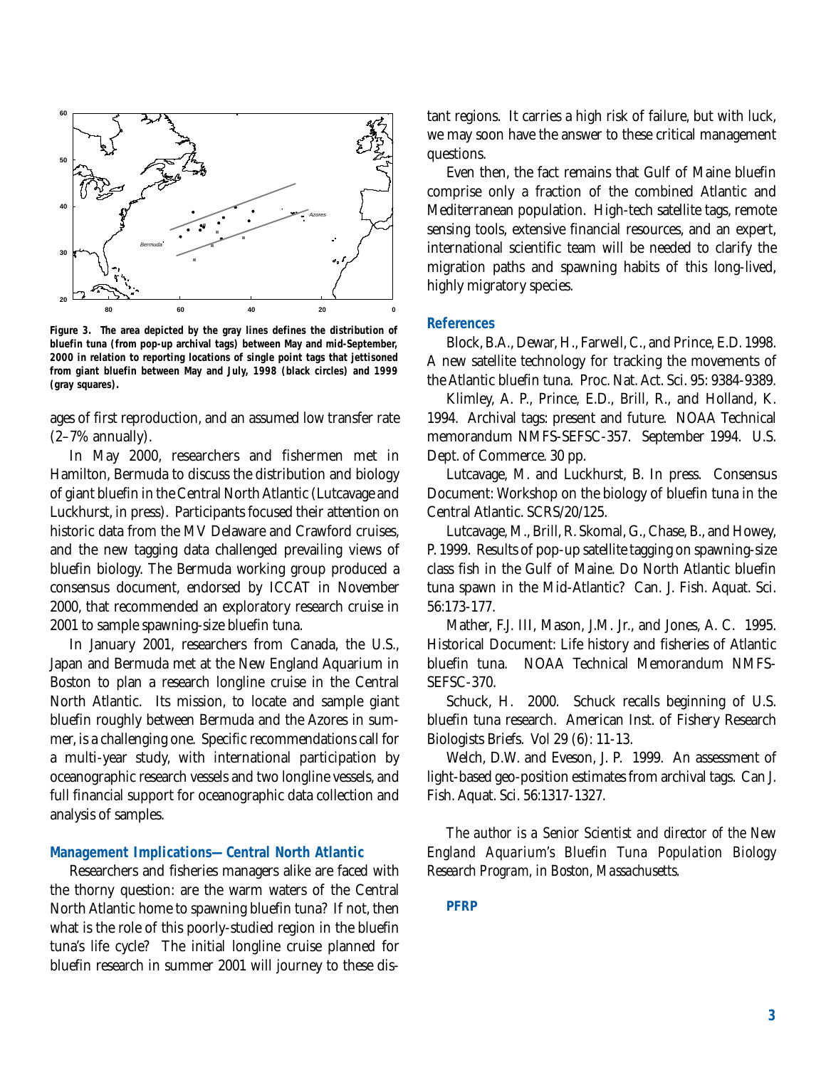Figure 3. The area depicted by the gray lines defines the distribution of bluefin tuna (from pop-up archival tags) between May and mid-September, 2000 in relation to reporting locations of single point tags that jettisoned from giant bluefin between May and July, 1998 (black circles) and 1999 (gray squares).

ages of first reproduction, and an assumed low transfer rate (2–7% annually).

In May 2000, researchers and fishermen met in Hamilton, Bermuda to discuss the distribution and biology of giant bluefin in the Central North Atlantic (Lutcavage and Luckhurst, in press). Participants focused their attention on historic data from the MV Delaware and Crawford cruises, and the new tagging data challenged prevailing views of bluefin biology. The Bermuda working group produced a consensus document, endorsed by ICCAT in November 2000, that recommended an exploratory research cruise in 2001 to sample spawning-size bluefin tuna.

In January 2001, researchers from Canada, the U.S., Japan and Bermuda met at the New England Aquarium in Boston to plan a research longline cruise in the Central North Atlantic. Its mission, to locate and sample giant bluefin roughly between Bermuda and the Azores in summer, is a challenging one. Specific recommendations call for a multi-year study, with international participation by oceanographic research vessels and two longline vessels, and full financial support for oceanographic data collection and analysis of samples.

## Management Implications—Central North Atlantic

Researchers and fisheries managers alike are faced with the thorny question: are the warm waters of the Central North Atlantic home to spawning bluefin tuna? If not, then what is the role of this poorly-studied region in the bluefin tuna's life cycle? The initial longline cruise planned for bluefin research in summer 2001 will journey to these distant regions. It carries a high risk of failure, but with luck, we may soon have the answer to these critical management questions.

Even then, the fact remains that Gulf of Maine bluefin comprise only a fraction of the combined Atlantic and Mediterranean population. High-tech satellite tags, remote sensing tools, extensive financial resources, and an expert, international scientific team will be needed to clarify the migration paths and spawning habits of this long-lived, highly migratory species.

## References

Block, B.A., Dewar, H., Farwell, C., and Prince, E.D. 1998. A new satellite technology for tracking the movements of the Atlantic bluefin tuna. Proc. Nat. Act. Sci. 95: 9384-9389.

Klimley, A. P., Prince, E.D., Brill, R., and Holland, K. 1994. Archival tags: present and future. NOAA Technical memorandum NMFS-SEFSC-357. September 1994. U.S. Dept. of Commerce. 30 pp.

Lutcavage, M. and Luckhurst, B. In press. Consensus Document: Workshop on the biology of bluefin tuna in the Central Atlantic. SCRS/20/125.

Lutcavage, M., Brill, R. Skomal, G., Chase, B., and Howey, P. 1999. Results of pop-up satellite tagging on spawning-size class fish in the Gulf of Maine. Do North Atlantic bluefin tuna spawn in the Mid-Atlantic? Can. J. Fish. Aquat. Sci. 56:173-177.

Mather, F.J. III, Mason, J.M. Jr., and Jones, A. C. 1995. Historical Document: Life history and fisheries of Atlantic bluefin tuna. NOAA Technical Memorandum NMFS-SEFSC-370.

Schuck, H. 2000. Schuck recalls beginning of U.S. bluefin tuna research. American Inst. of Fishery Research Biologists Briefs. Vol 29 (6): 11-13.

Welch, D.W. and Eveson, J. P. 1999. An assessment of light-based geo-position estimates from archival tags. Can J. Fish. Aquat. Sci. 56:1317-1327.

*The author is a Senior Scientist and director of the New England Aquarium's Bluefin Tuna Population Biology Research Program, in Boston, Massachusetts.*

**PFRP**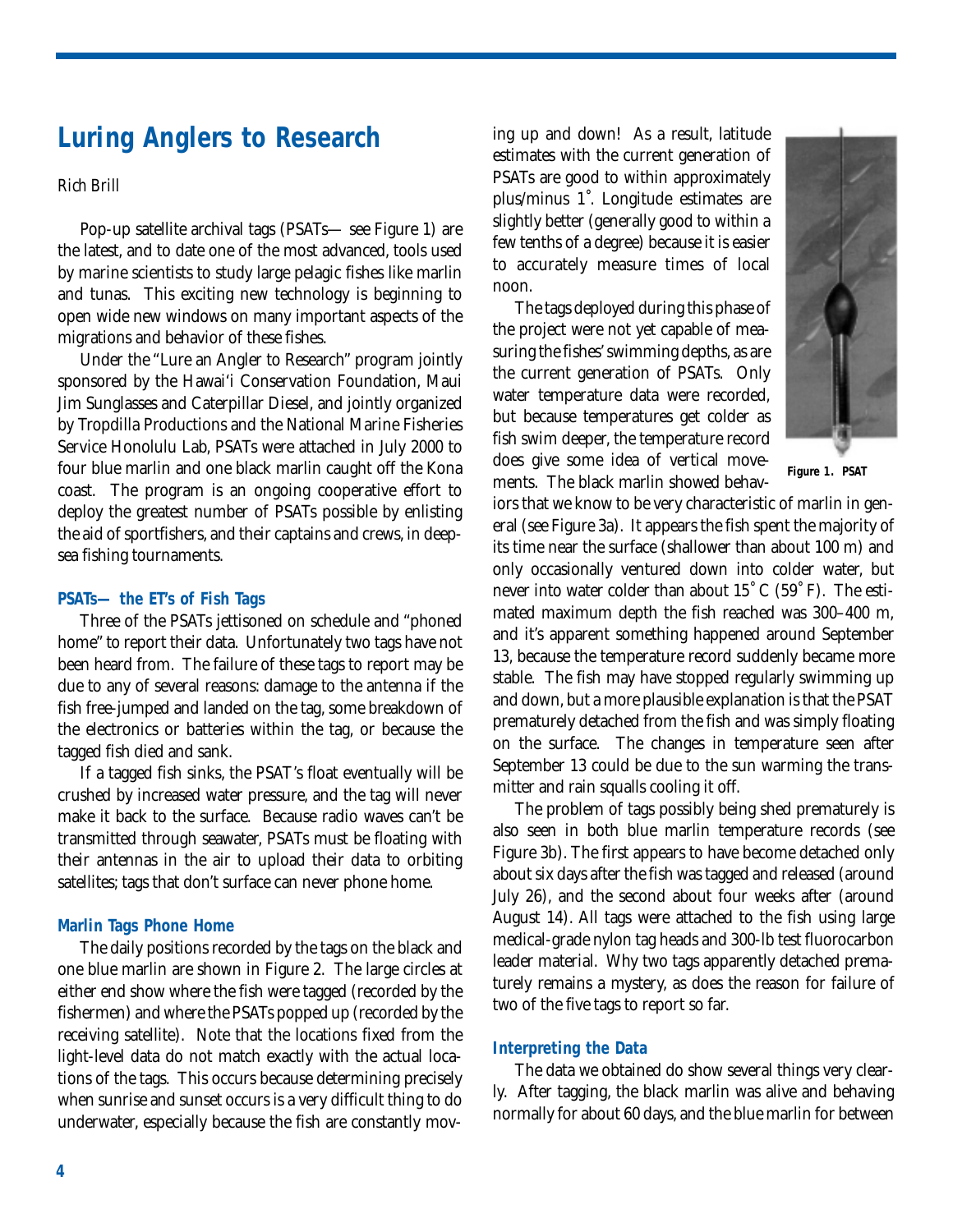# Luring Anglers to Research

*Rich Brill*

Pop-up satellite archival tags (PSATs— see Figure 1) are the latest, and to date one of the most advanced, tools used by marine scientists to study large pelagic fishes like marlin and tunas. This exciting new technology is beginning to open wide new windows on many important aspects of the migrations and behavior of these fishes.

Under the "Lure an Angler to Research" program jointly sponsored by the Hawai'i Conservation Foundation, Maui Jim Sunglasses and Caterpillar Diesel, and jointly organized by Tropdilla Productions and the National Marine Fisheries Service Honolulu Lab, PSATs were attached in July 2000 to four blue marlin and one black marlin caught off the Kona coast. The program is an ongoing cooperative effort to deploy the greatest number of PSATs possible by enlisting the aid of sportfishers, and their captains and crews, in deep-sea fishing tournaments.

### PSATs— the ET's of Fish Tags

Three of the PSATs jettisoned on schedule and "phoned home" to report their data. Unfortunately two tags have not been heard from. The failure of these tags to report may be due to any of several reasons: damage to the antenna if the fish free-jumped and landed on the tag, some breakdown of the electronics or batteries within the tag, or because the tagged fish died and sank.

If a tagged fish sinks, the PSAT's float eventually will be crushed by increased water pressure, and the tag will never make it back to the surface. Because radio waves can't be transmitted through seawater, PSATs must be floating with their antennas in the air to upload their data to orbiting satellites; tags that don't surface can never phone home.

### Marlin Tags Phone Home

The daily positions recorded by the tags on the black and one blue marlin are shown in Figure 2. The large circles at either end show where the fish were tagged (recorded by the fishermen) and where the PSATs popped up (recorded by the receiving satellite). Note that the locations fixed from the light-level data do not match exactly with the actual locations of the tags. This occurs because determining precisely when sunrise and sunset occurs is a very difficult thing to do underwater, especially because the fish are constantly moving up and down! As a result, latitude estimates with the current generation of PSATs are good to within approximately plus/minus 1˚. Longitude estimates are slightly better (generally good to within a few tenths of a degree) because it is easier to accurately measure times of local noon.

The tags deployed during this phase of the project were not yet capable of measuring the fishes' swimming depths, as are the current generation of PSATs. Only water temperature data were recorded, but because temperatures get colder as fish swim deeper, the temperature record does give some idea of vertical movements. The black marlin showed behaviors that we know to be very characteristic of marlin in general (see Figure 3a). It appears the fish spent the majority of its time near the surface (shallower than about 100 m) and only occasionally ventured down into colder water, but never into water colder than about 15˚ C (59˚ F). The estimated maximum depth the fish reached was 300–400 m, and it's apparent something happened around September 13, because the temperature record suddenly became more stable. The fish may have stopped regularly swimming up and down, but a more plausible explanation is that the PSAT prematurely detached from the fish and was simply floating on the surface. The changes in temperature seen after September 13 could be due to the sun warming the transmitter and rain squalls cooling it off.

*Figure 1. PSAT*

The problem of tags possibly being shed prematurely is also seen in both blue marlin temperature records (see Figure 3b). The first appears to have become detached only about six days after the fish was tagged and released (around July 26), and the second about four weeks after (around August 14). All tags were attached to the fish using large medical-grade nylon tag heads and 300-lb test fluorocarbon leader material. Why two tags apparently detached prematurely remains a mystery, as does the reason for failure of two of the five tags to report so far.

### Interpreting the Data

The data we obtained do show several things very clearly. After tagging, the black marlin was alive and behaving normally for about 60 days, and the blue marlin for between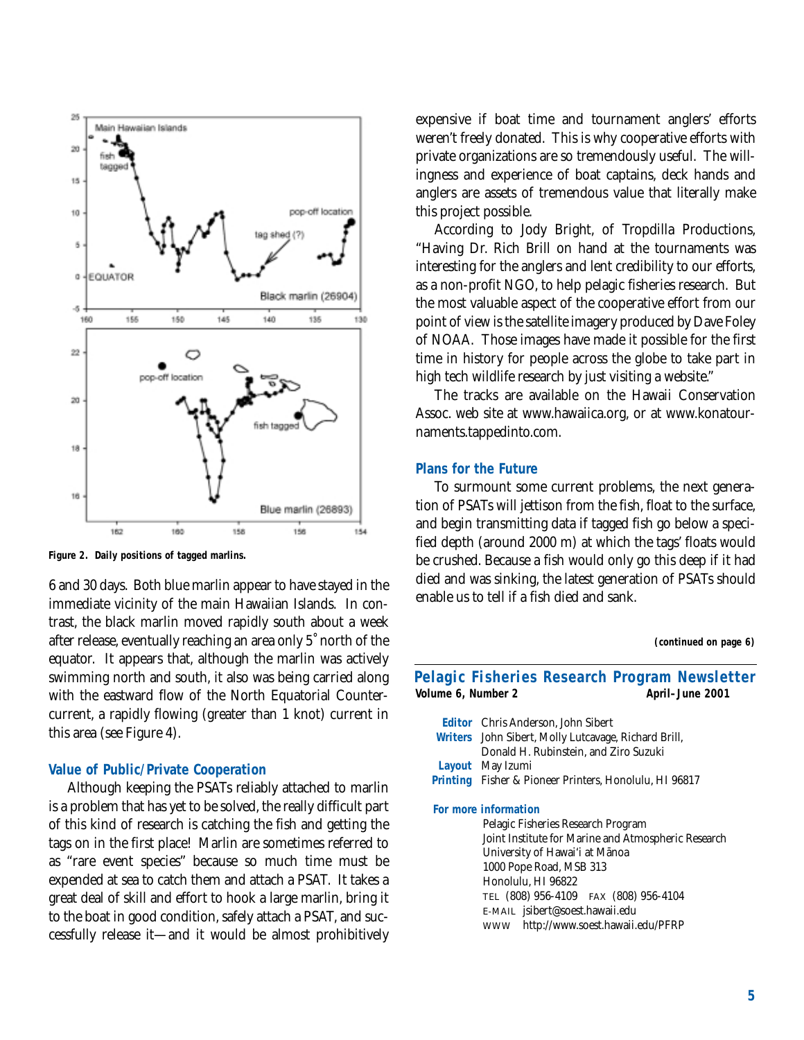Figure 2. Daily positions of tagged marlins.

6 and 30 days. Both blue marlin appear to have stayed in the immediate vicinity of the main Hawaiian Islands. In contrast, the black marlin moved rapidly south about a week after release, eventually reaching an area only 5˚ north of the equator. It appears that, although the marlin was actively swimming north and south, it also was being carried along with the eastward flow of the North Equatorial Countercurrent, a rapidly flowing (greater than 1 knot) current in this area (see Figure 4).

### Value of Public/Private Cooperation

Although keeping the PSATs reliably attached to marlin is a problem that has yet to be solved, the really difficult part of this kind of research is catching the fish and getting the tags on in the first place! Marlin are sometimes referred to as "rare event species" because so much time must be expended at sea to catch them and attach a PSAT. It takes a great deal of skill and effort to hook a large marlin, bring it to the boat in good condition, safely attach a PSAT, and successfully release it—and it would be almost prohibitively expensive if boat time and tournament anglers' efforts weren't freely donated. This is why cooperative efforts with private organizations are so tremendously useful. The willingness and experience of boat captains, deck hands and anglers are assets of tremendous value that literally make this project possible.

According to Jody Bright, of Tropdilla Productions, "Having Dr. Rich Brill on hand at the tournaments was interesting for the anglers and lent credibility to our efforts, as a non-profit NGO, to help pelagic fisheries research. But the most valuable aspect of the cooperative effort from our point of view is the satellite imagery produced by Dave Foley of NOAA. Those images have made it possible for the first time in history for people across the globe to take part in high tech wildlife research by just visiting a website."

The tracks are available on the Hawaii Conservation Assoc. web site at www.hawaiica.org, or at www.konatournaments.tappedinto.com.

### Plans for the Future

To surmount some current problems, the next generation of PSATs will jettison from the fish, float to the surface, and begin transmitting data if tagged fish go below a specified depth (around 2000 m) at which the tags' floats would be crushed. Because a fish would only go this deep if it had died and was sinking, the latest generation of PSATs should enable us to tell if a fish died and sank.

*(continued on page 6)*

## Pelagic Fisheries Research Program Newsletter

**Volume 6, Number 2** **April–June 2001**

**Editor** Chris Anderson, John Sibert
**Writers** John Sibert, Molly Lutcavage, Richard Brill, Donald H. Rubinstein, and Ziro Suzuki
**Layout** May Izumi
**Printing** Fisher & Pioneer Printers, Honolulu, HI 96817

**For more information**

Pelagic Fisheries Research Program
Joint Institute for Marine and Atmospheric Research
University of Hawai'i at Mānoa
1000 Pope Road, MSB 313
Honolulu, HI 96822
TEL (808) 956-4109 FAX (808) 956-4104
E-MAIL jsibert@soest.hawaii.edu
WWW http://www.soest.hawaii.edu/PFRP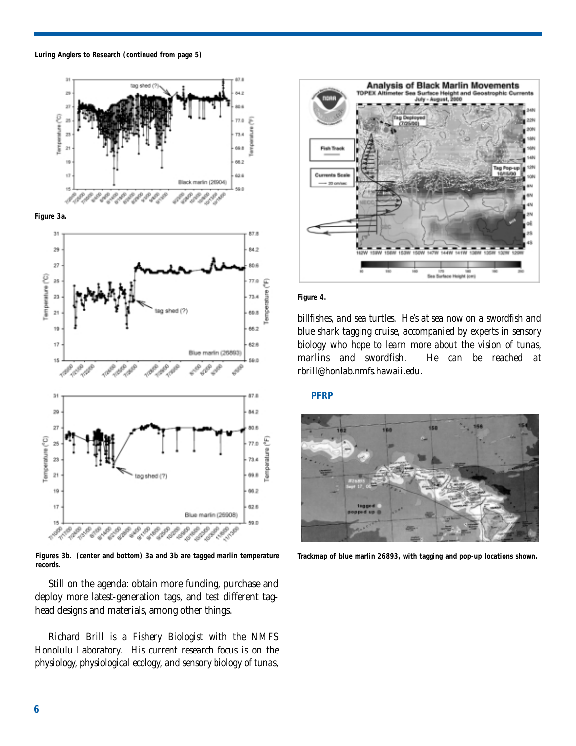Luring Anglers to Research (continued from page 5)

Figure 3a.

Figures 3b. (center and bottom) 3a and 3b are tagged marlin temperature records.

Still on the agenda: obtain more funding, purchase and deploy more latest-generation tags, and test different tag-head designs and materials, among other things.

*Richard Brill is a Fishery Biologist with the NMFS Honolulu Laboratory. His current research focus is on the physiology, physiological ecology, and sensory biology of tunas, billfishes, and sea turtles. He's at sea now on a swordfish and blue shark tagging cruise, accompanied by experts in sensory biology who hope to learn more about the vision of tunas, marlins and swordfish. He can be reached at rbrill@honlab.nmfs.hawaii.edu.*

**PFRP**

Figure 4.

Trackmap of blue marlin 26893, with tagging and pop-up locations shown.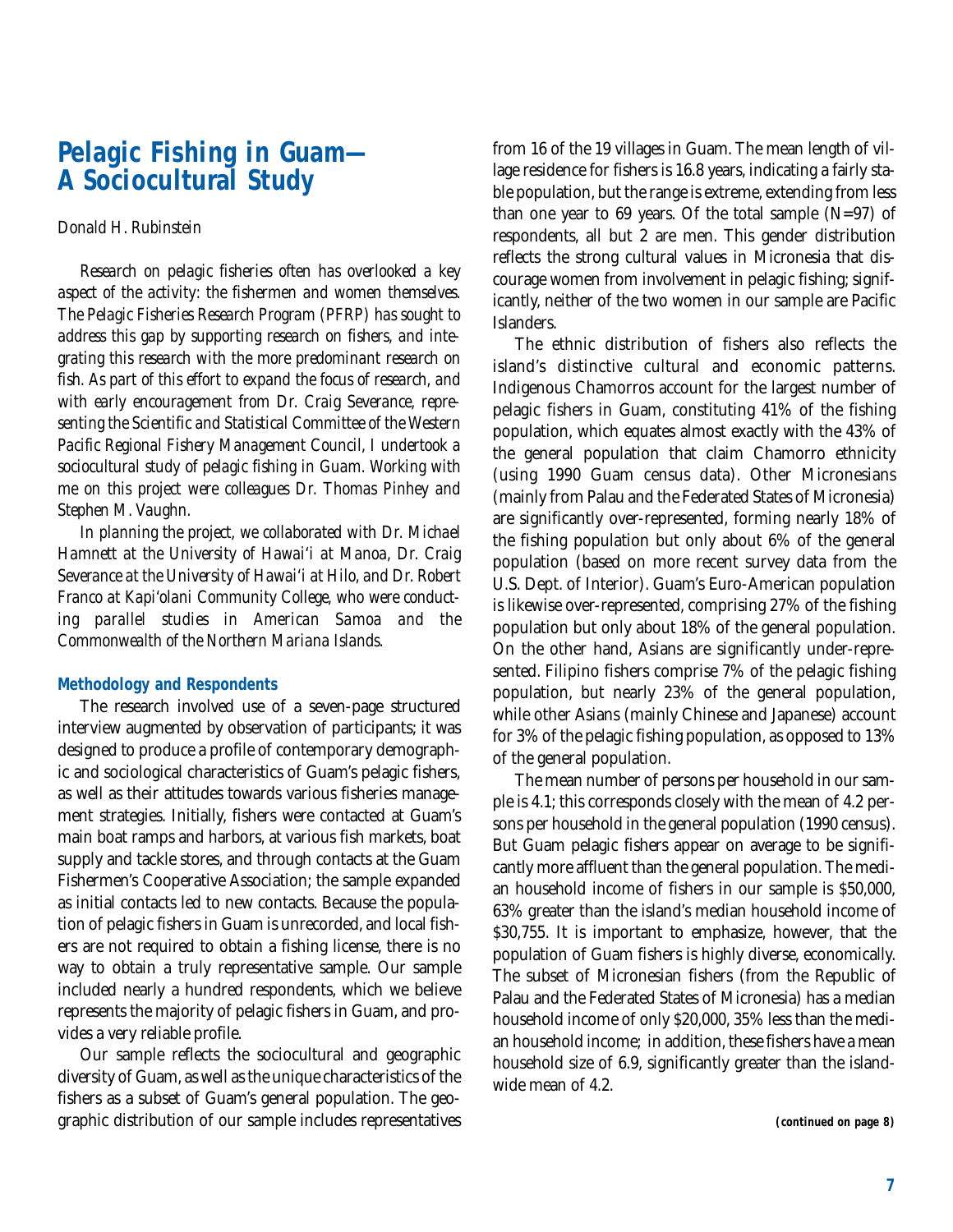# Pelagic Fishing in Guam—A Sociocultural Study

*Donald H. Rubinstein*

*Research on pelagic fisheries often has overlooked a key aspect of the activity: the fishermen and women themselves. The Pelagic Fisheries Research Program (PFRP) has sought to address this gap by supporting research on fishers, and integrating this research with the more predominant research on fish. As part of this effort to expand the focus of research, and with early encouragement from Dr. Craig Severance, representing the Scientific and Statistical Committee of the Western Pacific Regional Fishery Management Council, I undertook a sociocultural study of pelagic fishing in Guam. Working with me on this project were colleagues Dr. Thomas Pinhey and Stephen M. Vaughn.*

*In planning the project, we collaborated with Dr. Michael Hamnett at the University of Hawai'i at Manoa, Dr. Craig Severance at the University of Hawai'i at Hilo, and Dr. Robert Franco at Kapi'olani Community College, who were conducting parallel studies in American Samoa and the Commonwealth of the Northern Mariana Islands.*

## Methodology and Respondents

The research involved use of a seven-page structured interview augmented by observation of participants; it was designed to produce a profile of contemporary demographic and sociological characteristics of Guam's pelagic fishers, as well as their attitudes towards various fisheries management strategies. Initially, fishers were contacted at Guam's main boat ramps and harbors, at various fish markets, boat supply and tackle stores, and through contacts at the Guam Fishermen's Cooperative Association; the sample expanded as initial contacts led to new contacts. Because the population of pelagic fishers in Guam is unrecorded, and local fishers are not required to obtain a fishing license, there is no way to obtain a truly representative sample. Our sample included nearly a hundred respondents, which we believe represents the majority of pelagic fishers in Guam, and provides a very reliable profile.

Our sample reflects the sociocultural and geographic diversity of Guam, as well as the unique characteristics of the fishers as a subset of Guam's general population. The geographic distribution of our sample includes representatives from 16 of the 19 villages in Guam. The mean length of village residence for fishers is 16.8 years, indicating a fairly stable population, but the range is extreme, extending from less than one year to 69 years. Of the total sample (N=97) of respondents, all but 2 are men. This gender distribution reflects the strong cultural values in Micronesia that discourage women from involvement in pelagic fishing; significantly, neither of the two women in our sample are Pacific Islanders.

The ethnic distribution of fishers also reflects the island's distinctive cultural and economic patterns. Indigenous Chamorros account for the largest number of pelagic fishers in Guam, constituting 41% of the fishing population, which equates almost exactly with the 43% of the general population that claim Chamorro ethnicity (using 1990 Guam census data). Other Micronesians (mainly from Palau and the Federated States of Micronesia) are significantly over-represented, forming nearly 18% of the fishing population but only about 6% of the general population (based on more recent survey data from the U.S. Dept. of Interior). Guam's Euro-American population is likewise over-represented, comprising 27% of the fishing population but only about 18% of the general population. On the other hand, Asians are significantly under-represented. Filipino fishers comprise 7% of the pelagic fishing population, but nearly 23% of the general population, while other Asians (mainly Chinese and Japanese) account for 3% of the pelagic fishing population, as opposed to 13% of the general population.

The mean number of persons per household in our sample is 4.1; this corresponds closely with the mean of 4.2 persons per household in the general population (1990 census). But Guam pelagic fishers appear on average to be significantly more affluent than the general population. The median household income of fishers in our sample is $50,000, 63% greater than the island's median household income of $30,755. It is important to emphasize, however, that the population of Guam fishers is highly diverse, economically. The subset of Micronesian fishers (from the Republic of Palau and the Federated States of Micronesia) has a median household income of only $20,000, 35% less than the median household income; in addition, these fishers have a mean household size of 6.9, significantly greater than the island-wide mean of 4.2.

***(continued on page 8)***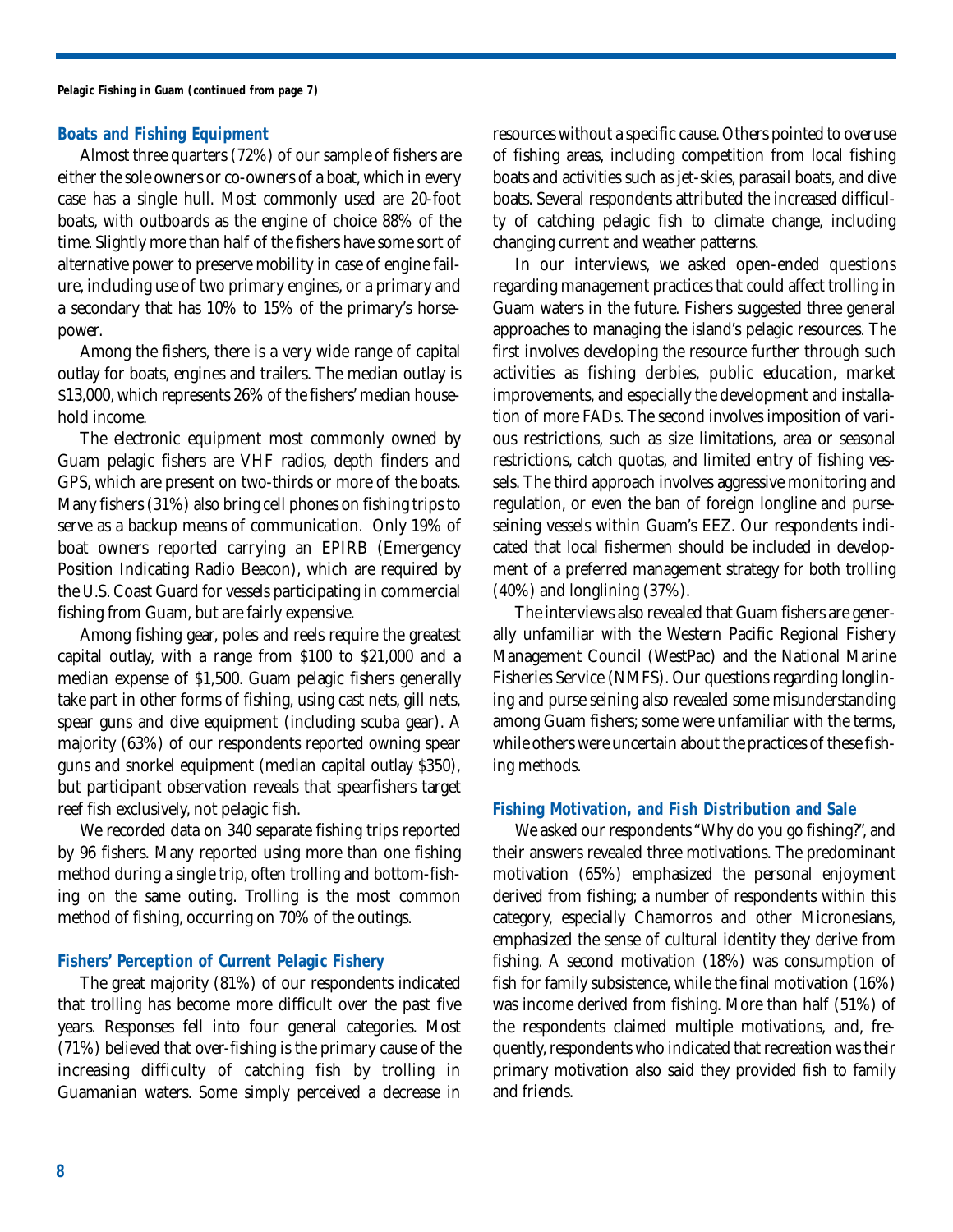*Pelagic Fishing in Guam (continued from page 7)*

### Boats and Fishing Equipment

Almost three quarters (72%) of our sample of fishers are either the sole owners or co-owners of a boat, which in every case has a single hull. Most commonly used are 20-foot boats, with outboards as the engine of choice 88% of the time. Slightly more than half of the fishers have some sort of alternative power to preserve mobility in case of engine failure, including use of two primary engines, or a primary and a secondary that has 10% to 15% of the primary's horsepower.

Among the fishers, there is a very wide range of capital outlay for boats, engines and trailers. The median outlay is $13,000, which represents 26% of the fishers' median household income.

The electronic equipment most commonly owned by Guam pelagic fishers are VHF radios, depth finders and GPS, which are present on two-thirds or more of the boats. Many fishers (31%) also bring cell phones on fishing trips to serve as a backup means of communication. Only 19% of boat owners reported carrying an EPIRB (Emergency Position Indicating Radio Beacon), which are required by the U.S. Coast Guard for vessels participating in commercial fishing from Guam, but are fairly expensive.

Among fishing gear, poles and reels require the greatest capital outlay, with a range from $100 to $21,000 and a median expense of $1,500. Guam pelagic fishers generally take part in other forms of fishing, using cast nets, gill nets, spear guns and dive equipment (including scuba gear). A majority (63%) of our respondents reported owning spear guns and snorkel equipment (median capital outlay $350), but participant observation reveals that spearfishers target reef fish exclusively, not pelagic fish.

We recorded data on 340 separate fishing trips reported by 96 fishers. Many reported using more than one fishing method during a single trip, often trolling and bottom-fishing on the same outing. Trolling is the most common method of fishing, occurring on 70% of the outings.

### Fishers' Perception of Current Pelagic Fishery

The great majority (81%) of our respondents indicated that trolling has become more difficult over the past five years. Responses fell into four general categories. Most (71%) believed that over-fishing is the primary cause of the increasing difficulty of catching fish by trolling in Guamanian waters. Some simply perceived a decrease in resources without a specific cause. Others pointed to overuse of fishing areas, including competition from local fishing boats and activities such as jet-skies, parasail boats, and dive boats. Several respondents attributed the increased difficulty of catching pelagic fish to climate change, including changing current and weather patterns.

In our interviews, we asked open-ended questions regarding management practices that could affect trolling in Guam waters in the future. Fishers suggested three general approaches to managing the island's pelagic resources. The first involves developing the resource further through such activities as fishing derbies, public education, market improvements, and especially the development and installation of more FADs. The second involves imposition of various restrictions, such as size limitations, area or seasonal restrictions, catch quotas, and limited entry of fishing vessels. The third approach involves aggressive monitoring and regulation, or even the ban of foreign longline and purse-seining vessels within Guam's EEZ. Our respondents indicated that local fishermen should be included in development of a preferred management strategy for both trolling (40%) and longlining (37%).

The interviews also revealed that Guam fishers are generally unfamiliar with the Western Pacific Regional Fishery Management Council (WestPac) and the National Marine Fisheries Service (NMFS). Our questions regarding longlining and purse seining also revealed some misunderstanding among Guam fishers; some were unfamiliar with the terms, while others were uncertain about the practices of these fishing methods.

### Fishing Motivation, and Fish Distribution and Sale

We asked our respondents "Why do you go fishing?", and their answers revealed three motivations. The predominant motivation (65%) emphasized the personal enjoyment derived from fishing; a number of respondents within this category, especially Chamorros and other Micronesians, emphasized the sense of cultural identity they derive from fishing. A second motivation (18%) was consumption of fish for family subsistence, while the final motivation (16%) was income derived from fishing. More than half (51%) of the respondents claimed multiple motivations, and, frequently, respondents who indicated that recreation was their primary motivation also said they provided fish to family and friends.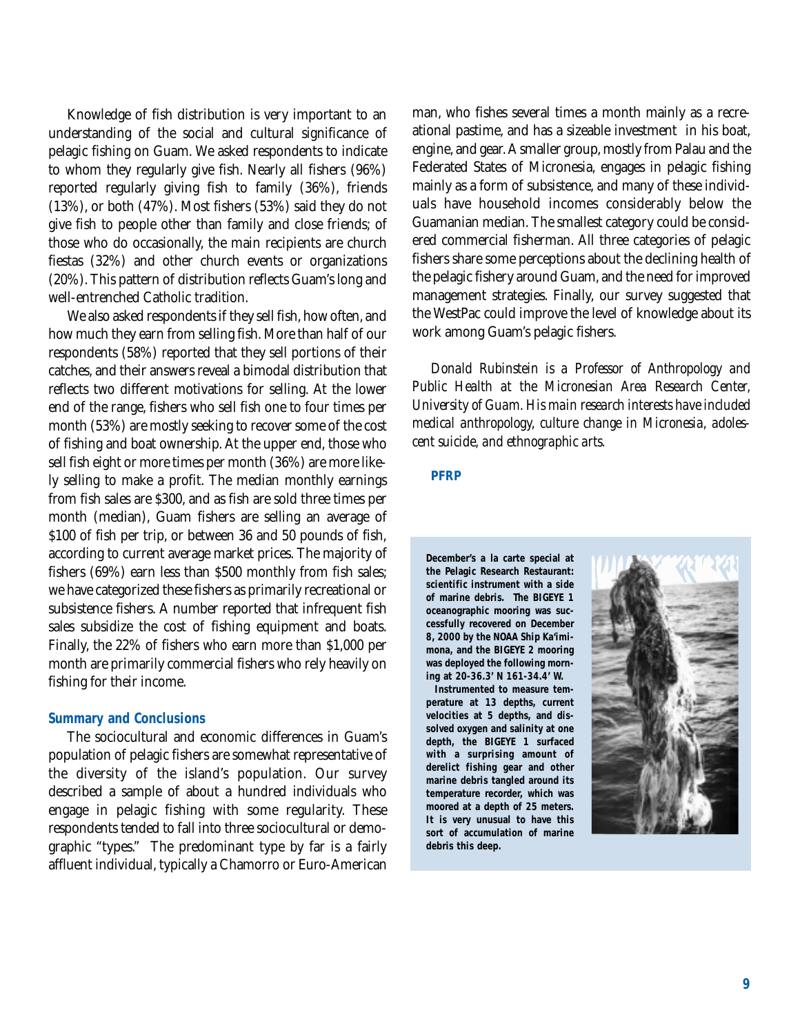Knowledge of fish distribution is very important to an understanding of the social and cultural significance of pelagic fishing on Guam. We asked respondents to indicate to whom they regularly give fish. Nearly all fishers (96%) reported regularly giving fish to family (36%), friends (13%), or both (47%). Most fishers (53%) said they do not give fish to people other than family and close friends; of those who do occasionally, the main recipients are church fiestas (32%) and other church events or organizations (20%). This pattern of distribution reflects Guam's long and well-entrenched Catholic tradition.

We also asked respondents if they sell fish, how often, and how much they earn from selling fish. More than half of our respondents (58%) reported that they sell portions of their catches, and their answers reveal a bimodal distribution that reflects two different motivations for selling. At the lower end of the range, fishers who sell fish one to four times per month (53%) are mostly seeking to recover some of the cost of fishing and boat ownership. At the upper end, those who sell fish eight or more times per month (36%) are more likely selling to make a profit. The median monthly earnings from fish sales are $300, and as fish are sold three times per month (median), Guam fishers are selling an average of $100 of fish per trip, or between 36 and 50 pounds of fish, according to current average market prices. The majority of fishers (69%) earn less than $500 monthly from fish sales; we have categorized these fishers as primarily recreational or subsistence fishers. A number reported that infrequent fish sales subsidize the cost of fishing equipment and boats. Finally, the 22% of fishers who earn more than $1,000 per month are primarily commercial fishers who rely heavily on fishing for their income.

### Summary and Conclusions

The sociocultural and economic differences in Guam's population of pelagic fishers are somewhat representative of the diversity of the island's population. Our survey described a sample of about a hundred individuals who engage in pelagic fishing with some regularity. These respondents tended to fall into three sociocultural or demographic "types." The predominant type by far is a fairly affluent individual, typically a Chamorro or Euro-American man, who fishes several times a month mainly as a recreational pastime, and has a sizeable investment in his boat, engine, and gear. A smaller group, mostly from Palau and the Federated States of Micronesia, engages in pelagic fishing mainly as a form of subsistence, and many of these individuals have household incomes considerably below the Guamanian median. The smallest category could be considered commercial fisherman. All three categories of pelagic fishers share some perceptions about the declining health of the pelagic fishery around Guam, and the need for improved management strategies. Finally, our survey suggested that the WestPac could improve the level of knowledge about its work among Guam's pelagic fishers.

*Donald Rubinstein is a Professor of Anthropology and Public Health at the Micronesian Area Research Center, University of Guam. His main research interests have included medical anthropology, culture change in Micronesia, adolescent suicide, and ethnographic arts.*

**PFRP**

**December's a la carte special at the Pelagic Research Restaurant: scientific instrument with a side of marine debris. The BIGEYE 1 oceanographic mooring was successfully recovered on December 8, 2000 by the NOAA Ship Ka'imimona, and the BIGEYE 2 mooring was deployed the following morning at 20-36.3' N 161-34.4' W.**

**Instrumented to measure temperature at 13 depths, current velocities at 5 depths, and dissolved oxygen and salinity at one depth, the BIGEYE 1 surfaced with a surprising amount of derelict fishing gear and other marine debris tangled around its temperature recorder, which was moored at a depth of 25 meters. It is very unusual to have this sort of accumulation of marine debris this deep.**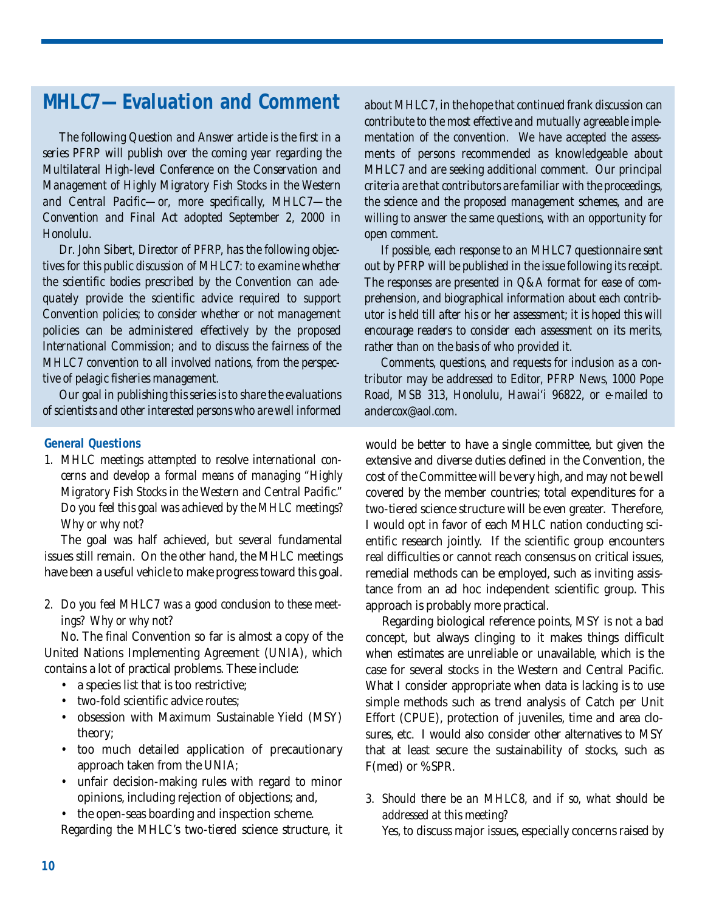## MHLC7—Evaluation and Comment

*The following Question and Answer article is the first in a series PFRP will publish over the coming year regarding the Multilateral High-level Conference on the Conservation and Management of Highly Migratory Fish Stocks in the Western and Central Pacific—or, more specifically, MHLC7—the Convention and Final Act adopted September 2, 2000 in Honolulu.*

*Dr. John Sibert, Director of PFRP, has the following objectives for this public discussion of MHLC7: to examine whether the scientific bodies prescribed by the Convention can adequately provide the scientific advice required to support Convention policies; to consider whether or not management policies can be administered effectively by the proposed International Commission; and to discuss the fairness of the MHLC7 convention to all involved nations, from the perspective of pelagic fisheries management.*

*Our goal in publishing this series is to share the evaluations of scientists and other interested persons who are well informed about MHLC7, in the hope that continued frank discussion can contribute to the most effective and mutually agreeable implementation of the convention. We have accepted the assessments of persons recommended as knowledgeable about MHLC7 and are seeking additional comment. Our principal criteria are that contributors are familiar with the proceedings, the science and the proposed management schemes, and are willing to answer the same questions, with an opportunity for open comment.*

*If possible, each response to an MHLC7 questionnaire sent out by PFRP will be published in the issue following its receipt. The responses are presented in Q&A format for ease of comprehension, and biographical information about each contributor is held till after his or her assessment; it is hoped this will encourage readers to consider each assessment on its merits, rather than on the basis of who provided it.*

*Comments, questions, and requests for inclusion as a contributor may be addressed to Editor, PFRP News, 1000 Pope Road, MSB 313, Honolulu, Hawai'i 96822, or e-mailed to andercox@aol.com.*

### General Questions

1. *MHLC meetings attempted to resolve international concerns and develop a formal means of managing "Highly Migratory Fish Stocks in the Western and Central Pacific." Do you feel this goal was achieved by the MHLC meetings? Why or why not?*

The goal was half achieved, but several fundamental issues still remain. On the other hand, the MHLC meetings have been a useful vehicle to make progress toward this goal.

2. *Do you feel MHLC7 was a good conclusion to these meetings? Why or why not?*

No. The final Convention so far is almost a copy of the United Nations Implementing Agreement (UNIA), which contains a lot of practical problems. These include:

- a species list that is too restrictive;
- two-fold scientific advice routes;
- obsession with Maximum Sustainable Yield (MSY) theory;
- too much detailed application of precautionary approach taken from the UNIA;
- unfair decision-making rules with regard to minor opinions, including rejection of objections; and,
- the open-seas boarding and inspection scheme.

Regarding the MHLC's two-tiered science structure, it would be better to have a single committee, but given the extensive and diverse duties defined in the Convention, the cost of the Committee will be very high, and may not be well covered by the member countries; total expenditures for a two-tiered science structure will be even greater. Therefore, I would opt in favor of each MHLC nation conducting scientific research jointly. If the scientific group encounters real difficulties or cannot reach consensus on critical issues, remedial methods can be employed, such as inviting assistance from an ad hoc independent scientific group. This approach is probably more practical.

Regarding biological reference points, MSY is not a bad concept, but always clinging to it makes things difficult when estimates are unreliable or unavailable, which is the case for several stocks in the Western and Central Pacific. What I consider appropriate when data is lacking is to use simple methods such as trend analysis of Catch per Unit Effort (CPUE), protection of juveniles, time and area closures, etc. I would also consider other alternatives to MSY that at least secure the sustainability of stocks, such as F(med) or %SPR.

3. *Should there be an MHLC8, and if so, what should be addressed at this meeting?*

Yes, to discuss major issues, especially concerns raised by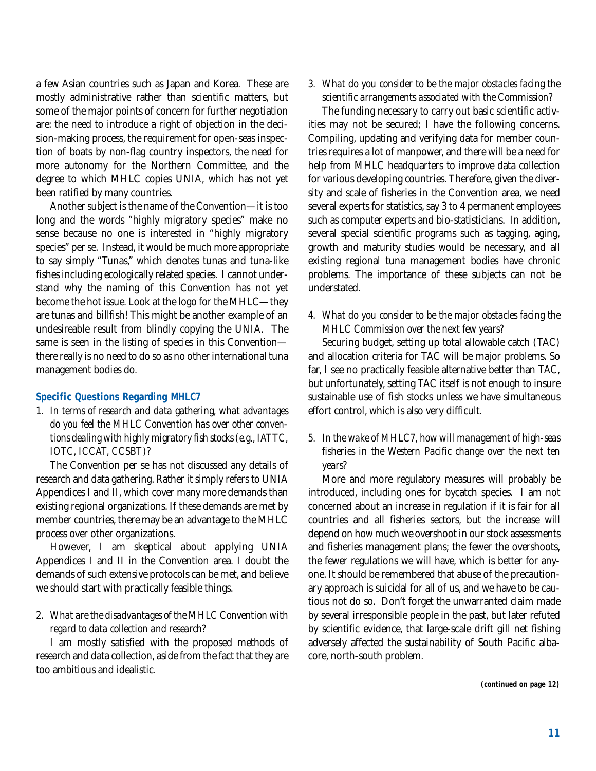a few Asian countries such as Japan and Korea. These are mostly administrative rather than scientific matters, but some of the major points of concern for further negotiation are: the need to introduce a right of objection in the decision-making process, the requirement for open-seas inspection of boats by non-flag country inspectors, the need for more autonomy for the Northern Committee, and the degree to which MHLC copies UNIA, which has not yet been ratified by many countries.

Another subject is the name of the Convention—it is too long and the words "highly migratory species" make no sense because no one is interested in "highly migratory species" per se. Instead, it would be much more appropriate to say simply "Tunas," which denotes tunas and tuna-like fishes including ecologically related species. I cannot understand why the naming of this Convention has not yet become the hot issue. Look at the logo for the MHLC—they are tunas and billfish! This might be another example of an undesireable result from blindly copying the UNIA. The same is seen in the listing of species in this Convention—there really is no need to do so as no other international tuna management bodies do.

### Specific Questions Regarding MHLC7

1. *In terms of research and data gathering, what advantages do you feel the MHLC Convention has over other conventions dealing with highly migratory fish stocks (e.g., IATTC, IOTC, ICCAT, CCSBT)?*

The Convention per se has not discussed any details of research and data gathering. Rather it simply refers to UNIA Appendices I and II, which cover many more demands than existing regional organizations. If these demands are met by member countries, there may be an advantage to the MHLC process over other organizations.

However, I am skeptical about applying UNIA Appendices I and II in the Convention area. I doubt the demands of such extensive protocols can be met, and believe we should start with practically feasible things.

2. *What are the disadvantages of the MHLC Convention with regard to data collection and research?*

I am mostly satisfied with the proposed methods of research and data collection, aside from the fact that they are too ambitious and idealistic.

3. *What do you consider to be the major obstacles facing the scientific arrangements associated with the Commission?*

The funding necessary to carry out basic scientific activities may not be secured; I have the following concerns. Compiling, updating and verifying data for member countries requires a lot of manpower, and there will be a need for help from MHLC headquarters to improve data collection for various developing countries. Therefore, given the diversity and scale of fisheries in the Convention area, we need several experts for statistics, say 3 to 4 permanent employees such as computer experts and bio-statisticians. In addition, several special scientific programs such as tagging, aging, growth and maturity studies would be necessary, and all existing regional tuna management bodies have chronic problems. The importance of these subjects can not be understated.

4. *What do you consider to be the major obstacles facing the MHLC Commission over the next few years?*

Securing budget, setting up total allowable catch (TAC) and allocation criteria for TAC will be major problems. So far, I see no practically feasible alternative better than TAC, but unfortunately, setting TAC itself is not enough to insure sustainable use of fish stocks unless we have simultaneous effort control, which is also very difficult.

5. *In the wake of MHLC7, how will management of high-seas fisheries in the Western Pacific change over the next ten years?*

More and more regulatory measures will probably be introduced, including ones for bycatch species. I am not concerned about an increase in regulation if it is fair for all countries and all fisheries sectors, but the increase will depend on how much we overshoot in our stock assessments and fisheries management plans; the fewer the overshoots, the fewer regulations we will have, which is better for anyone. It should be remembered that abuse of the precautionary approach is suicidal for all of us, and we have to be cautious not do so. Don't forget the unwarranted claim made by several irresponsible people in the past, but later refuted by scientific evidence, that large-scale drift gill net fishing adversely affected the sustainability of South Pacific albacore, north-south problem.

**(continued on page 12)**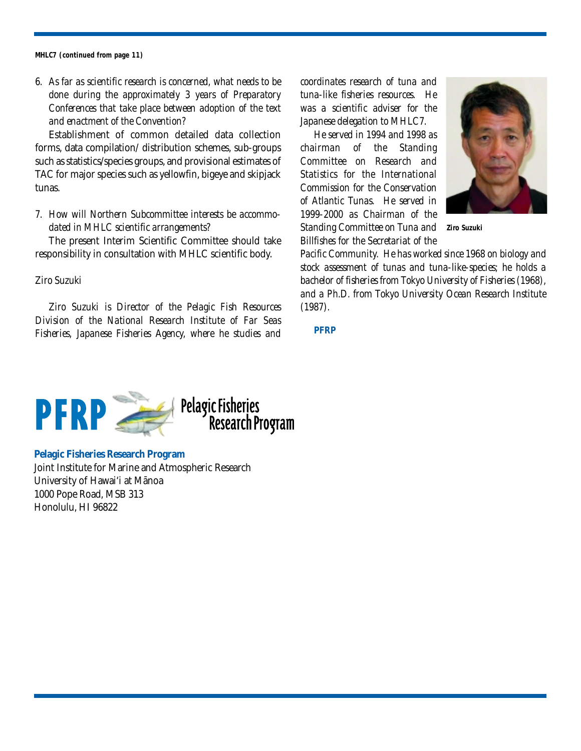**MHLC7 (continued from page 11)**

6. *As far as scientific research is concerned, what needs to be done during the approximately 3 years of Preparatory Conferences that take place between adoption of the text and enactment of the Convention?*

Establishment of common detailed data collection forms, data compilation/ distribution schemes, sub-groups such as statistics/species groups, and provisional estimates of TAC for major species such as yellowfin, bigeye and skipjack tunas.

7. *How will Northern Subcommittee interests be accommodated in MHLC scientific arrangements?*

The present Interim Scientific Committee should take responsibility in consultation with MHLC scientific body.

*Ziro Suzuki*

*Ziro Suzuki is Director of the Pelagic Fish Resources Division of the National Research Institute of Far Seas Fisheries, Japanese Fisheries Agency, where he studies and coordinates research of tuna and tuna-like fisheries resources. He was a scientific adviser for the Japanese delegation to MHLC7.*

*He served in 1994 and 1998 as chairman of the Standing Committee on Research and Statistics for the International Commission for the Conservation of Atlantic Tunas. He served in 1999-2000 as Chairman of the Standing Committee on Tuna and Billfishes for the Secretariat of the Pacific Community. He has worked since 1968 on biology and stock assessment of tunas and tuna-like-species; he holds a bachelor of fisheries from Tokyo University of Fisheries (1968), and a Ph.D. from Tokyo University Ocean Research Institute (1987).*

**Ziro Suzuki**

**PFRP**

PFRP Pelagic Fisheries Research Program

**Pelagic Fisheries Research Program**
Joint Institute for Marine and Atmospheric Research
University of Hawai'i at Mānoa
1000 Pope Road, MSB 313
Honolulu, HI 96822